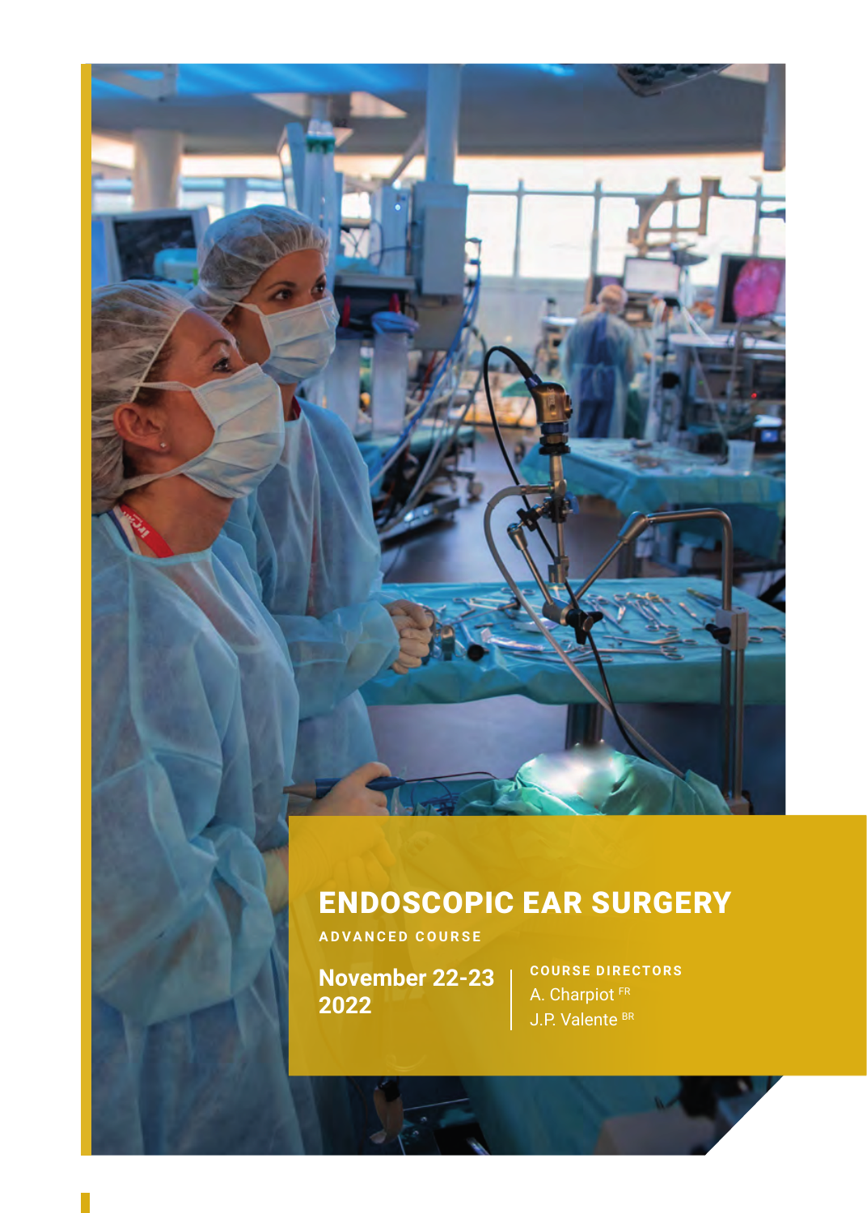# ENDOSCOPIC EAR SURGERY

ADVANCED COURSE

**November 22-23 2022**

COURSE DIRECTORS

A. Charpiot [FR]

J.P. Valente [BR]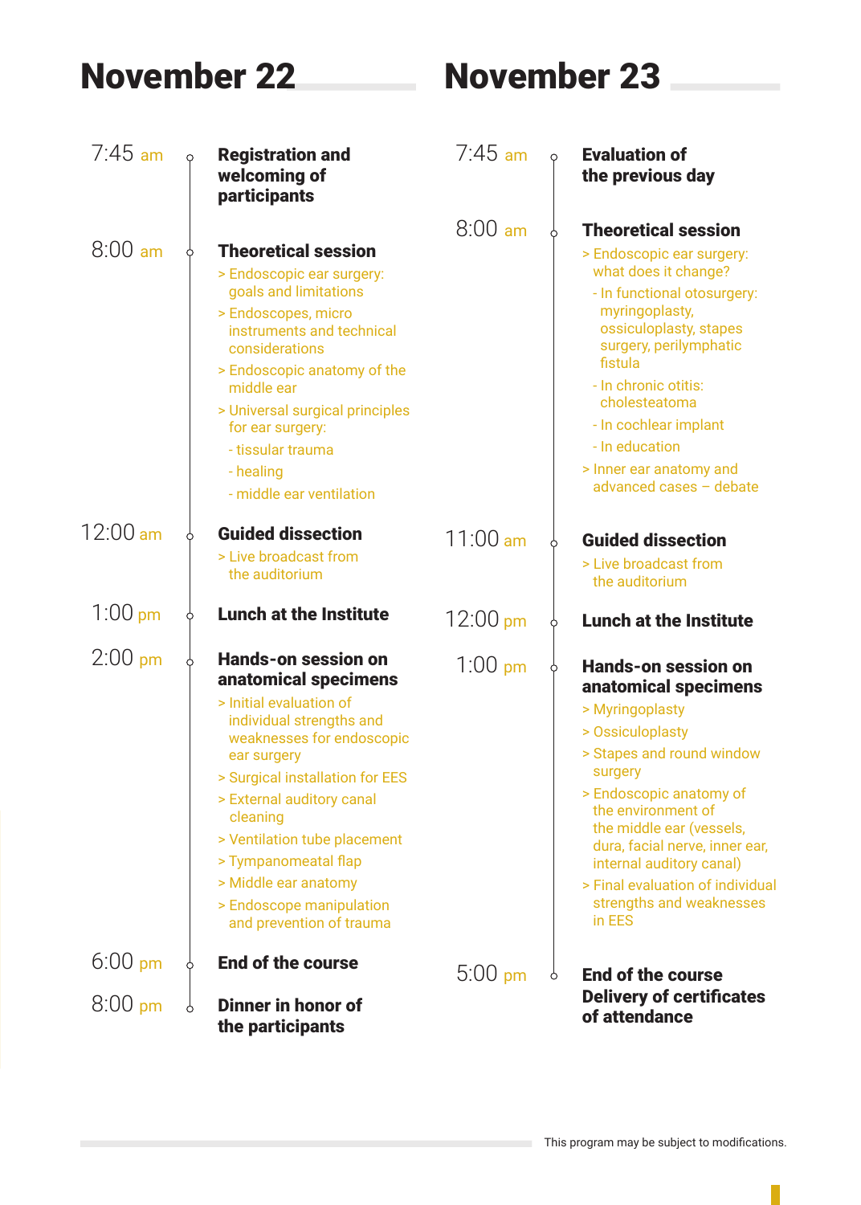## November 22

**7:45 am** — **Registration and welcoming of participants**

**8:00 am** — **Theoretical session**

> Endoscopic ear surgery: goals and limitations
> Endoscopes, micro instruments and technical considerations
> Endoscopic anatomy of the middle ear
> Universal surgical principles for ear surgery:
- tissular trauma
- healing
- middle ear ventilation

**12:00 am** — **Guided dissection**

> Live broadcast from the auditorium

**1:00 pm** — **Lunch at the Institute**

**2:00 pm** — **Hands-on session on anatomical specimens**

> Initial evaluation of individual strengths and weaknesses for endoscopic ear surgery
> Surgical installation for EES
> External auditory canal cleaning
> Ventilation tube placement
> Tympanomeatal flap
> Middle ear anatomy
> Endoscope manipulation and prevention of trauma

**6:00 pm** — **End of the course**

**8:00 pm** — **Dinner in honor of the participants**

## November 23

**7:45 am** — **Evaluation of the previous day**

**8:00 am** — **Theoretical session**

> Endoscopic ear surgery: what does it change?
- In functional otosurgery: myringoplasty, ossiculoplasty, stapes surgery, perilymphatic fistula
- In chronic otitis: cholesteatoma
- In cochlear implant
- In education

> Inner ear anatomy and advanced cases – debate

**11:00 am** — **Guided dissection**

> Live broadcast from the auditorium

**12:00 pm** — **Lunch at the Institute**

**1:00 pm** — **Hands-on session on anatomical specimens**

> Myringoplasty
> Ossiculoplasty
> Stapes and round window surgery
> Endoscopic anatomy of the environment of the middle ear (vessels, dura, facial nerve, inner ear, internal auditory canal)
> Final evaluation of individual strengths and weaknesses in EES

**5:00 pm** — **End of the course**
**Delivery of certificates of attendance**

This program may be subject to modifications.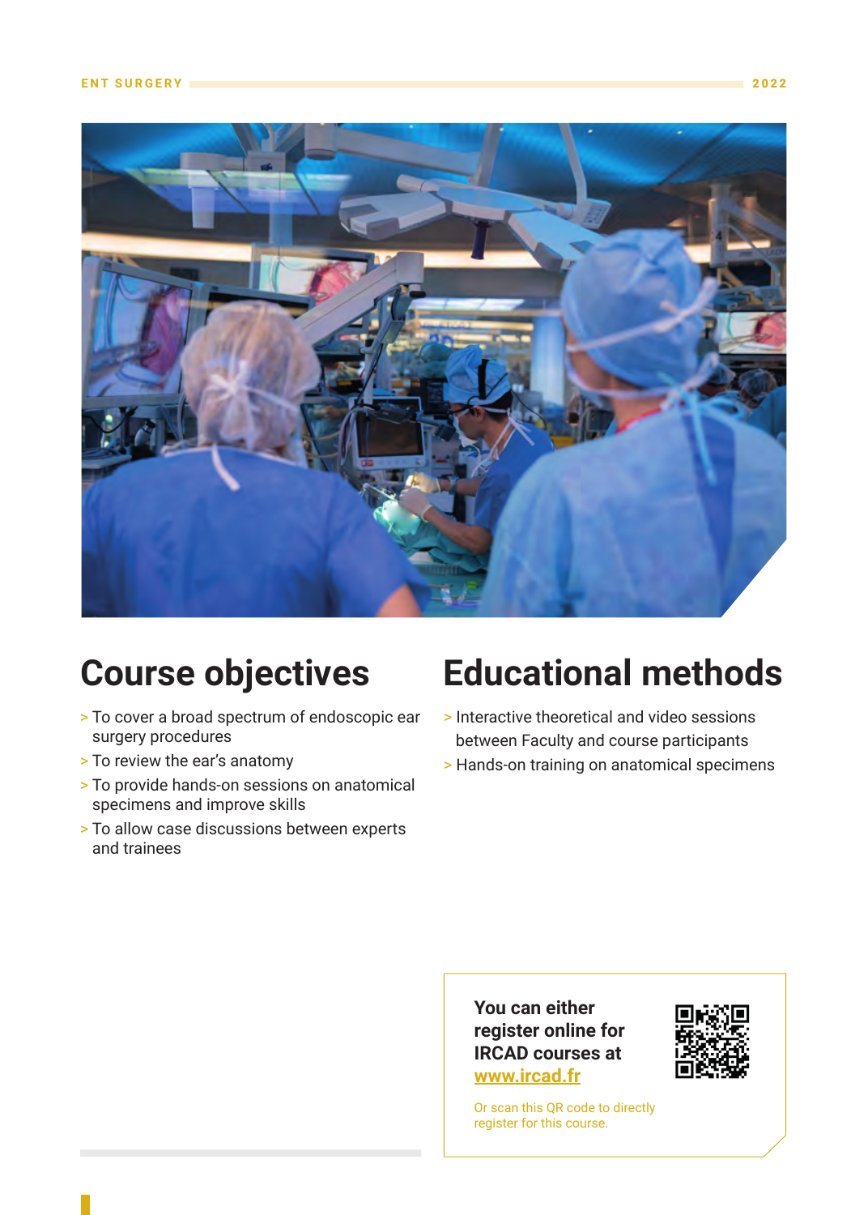## Course objectives

- To cover a broad spectrum of endoscopic ear surgery procedures
- To review the ear's anatomy
- To provide hands-on sessions on anatomical specimens and improve skills
- To allow case discussions between experts and trainees

## Educational methods

- Interactive theoretical and video sessions between Faculty and course participants
- Hands-on training on anatomical specimens

**You can either register online for IRCAD courses at [www.ircad.fr](http://www.ircad.fr)**

Or scan this QR code to directly register for this course.